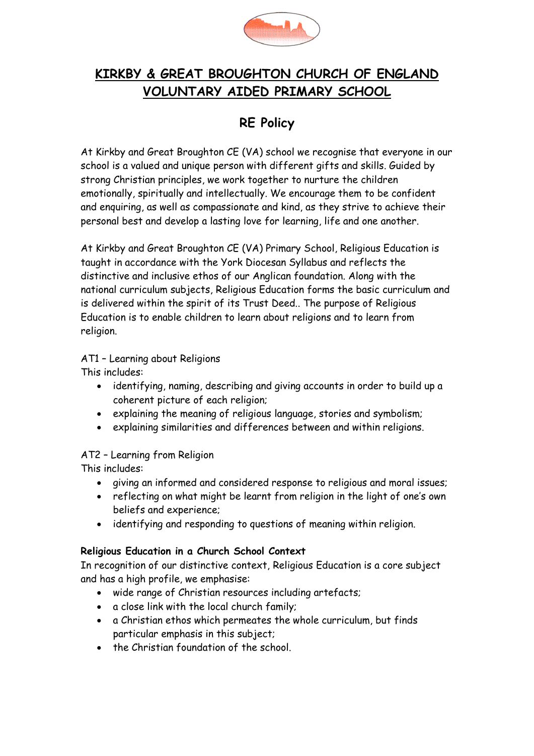# KIRKBY & GREAT BROUGHTON CHURCH OF ENGLAND VOLUNTARY AIDED PRIMARY SCHOOL

## RE Policy

At Kirkby and Great Broughton CE (VA) school we recognise that everyone in our school is a valued and unique person with different gifts and skills. Guided by strong Christian principles, we work together to nurture the children emotionally, spiritually and intellectually. We encourage them to be confident and enquiring, as well as compassionate and kind, as they strive to achieve their personal best and develop a lasting love for learning, life and one another.

At Kirkby and Great Broughton CE (VA) Primary School, Religious Education is taught in accordance with the York Diocesan Syllabus and reflects the distinctive and inclusive ethos of our Anglican foundation. Along with the national curriculum subjects, Religious Education forms the basic curriculum and is delivered within the spirit of its Trust Deed.. The purpose of Religious Education is to enable children to learn about religions and to learn from religion.

AT1 – Learning about Religions
This includes:

- identifying, naming, describing and giving accounts in order to build up a coherent picture of each religion;
- explaining the meaning of religious language, stories and symbolism;
- explaining similarities and differences between and within religions.

AT2 – Learning from Religion
This includes:

- giving an informed and considered response to religious and moral issues;
- reflecting on what might be learnt from religion in the light of one's own beliefs and experience;
- identifying and responding to questions of meaning within religion.

**Religious Education in a Church School Context**
In recognition of our distinctive context, Religious Education is a core subject and has a high profile, we emphasise:

- wide range of Christian resources including artefacts;
- a close link with the local church family;
- a Christian ethos which permeates the whole curriculum, but finds particular emphasis in this subject;
- the Christian foundation of the school.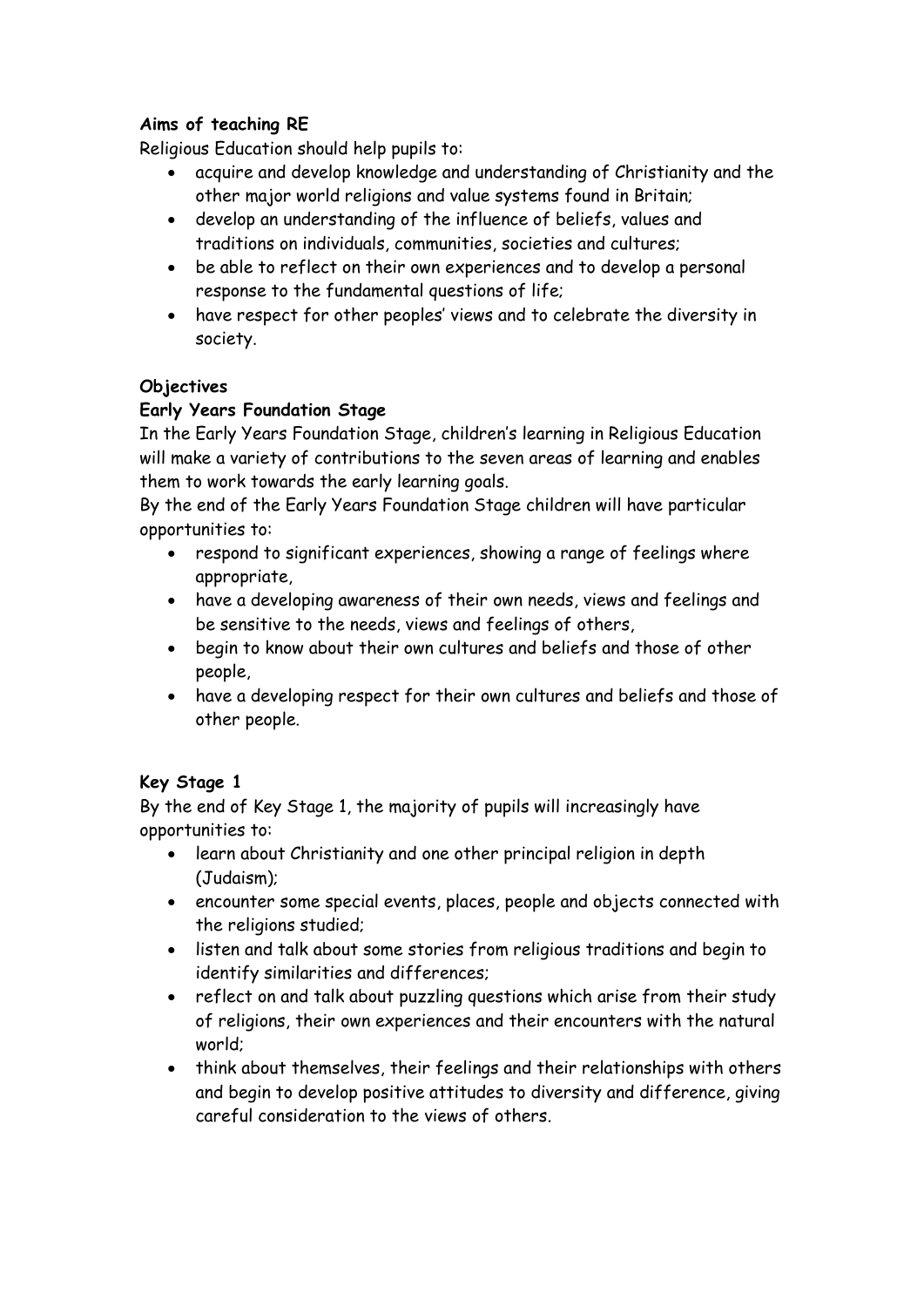**Aims of teaching RE**

Religious Education should help pupils to:

- acquire and develop knowledge and understanding of Christianity and the other major world religions and value systems found in Britain;
- develop an understanding of the influence of beliefs, values and traditions on individuals, communities, societies and cultures;
- be able to reflect on their own experiences and to develop a personal response to the fundamental questions of life;
- have respect for other peoples' views and to celebrate the diversity in society.

**Objectives**

**Early Years Foundation Stage**

In the Early Years Foundation Stage, children's learning in Religious Education will make a variety of contributions to the seven areas of learning and enables them to work towards the early learning goals.

By the end of the Early Years Foundation Stage children will have particular opportunities to:

- respond to significant experiences, showing a range of feelings where appropriate,
- have a developing awareness of their own needs, views and feelings and be sensitive to the needs, views and feelings of others,
- begin to know about their own cultures and beliefs and those of other people,
- have a developing respect for their own cultures and beliefs and those of other people.

**Key Stage 1**

By the end of Key Stage 1, the majority of pupils will increasingly have opportunities to:

- learn about Christianity and one other principal religion in depth (Judaism);
- encounter some special events, places, people and objects connected with the religions studied;
- listen and talk about some stories from religious traditions and begin to identify similarities and differences;
- reflect on and talk about puzzling questions which arise from their study of religions, their own experiences and their encounters with the natural world;
- think about themselves, their feelings and their relationships with others and begin to develop positive attitudes to diversity and difference, giving careful consideration to the views of others.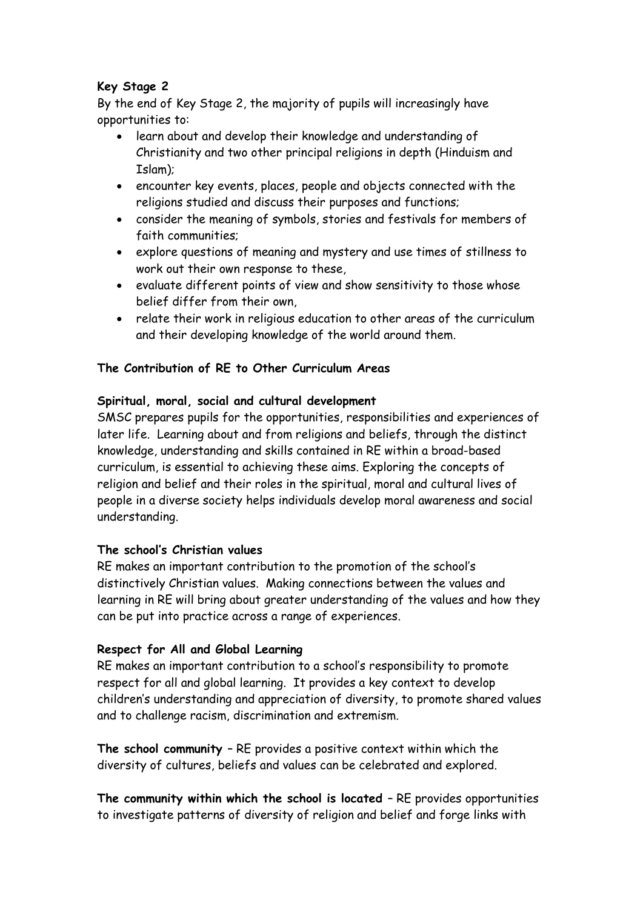**Key Stage 2**

By the end of Key Stage 2, the majority of pupils will increasingly have opportunities to:

- learn about and develop their knowledge and understanding of Christianity and two other principal religions in depth (Hinduism and Islam);
- encounter key events, places, people and objects connected with the religions studied and discuss their purposes and functions;
- consider the meaning of symbols, stories and festivals for members of faith communities;
- explore questions of meaning and mystery and use times of stillness to work out their own response to these,
- evaluate different points of view and show sensitivity to those whose belief differ from their own,
- relate their work in religious education to other areas of the curriculum and their developing knowledge of the world around them.

**The Contribution of RE to Other Curriculum Areas**

**Spiritual, moral, social and cultural development**

SMSC prepares pupils for the opportunities, responsibilities and experiences of later life. Learning about and from religions and beliefs, through the distinct knowledge, understanding and skills contained in RE within a broad-based curriculum, is essential to achieving these aims. Exploring the concepts of religion and belief and their roles in the spiritual, moral and cultural lives of people in a diverse society helps individuals develop moral awareness and social understanding.

**The school's Christian values**

RE makes an important contribution to the promotion of the school's distinctively Christian values. Making connections between the values and learning in RE will bring about greater understanding of the values and how they can be put into practice across a range of experiences.

**Respect for All and Global Learning**

RE makes an important contribution to a school's responsibility to promote respect for all and global learning. It provides a key context to develop children's understanding and appreciation of diversity, to promote shared values and to challenge racism, discrimination and extremism.

**The school community** – RE provides a positive context within which the diversity of cultures, beliefs and values can be celebrated and explored.

**The community within which the school is located** – RE provides opportunities to investigate patterns of diversity of religion and belief and forge links with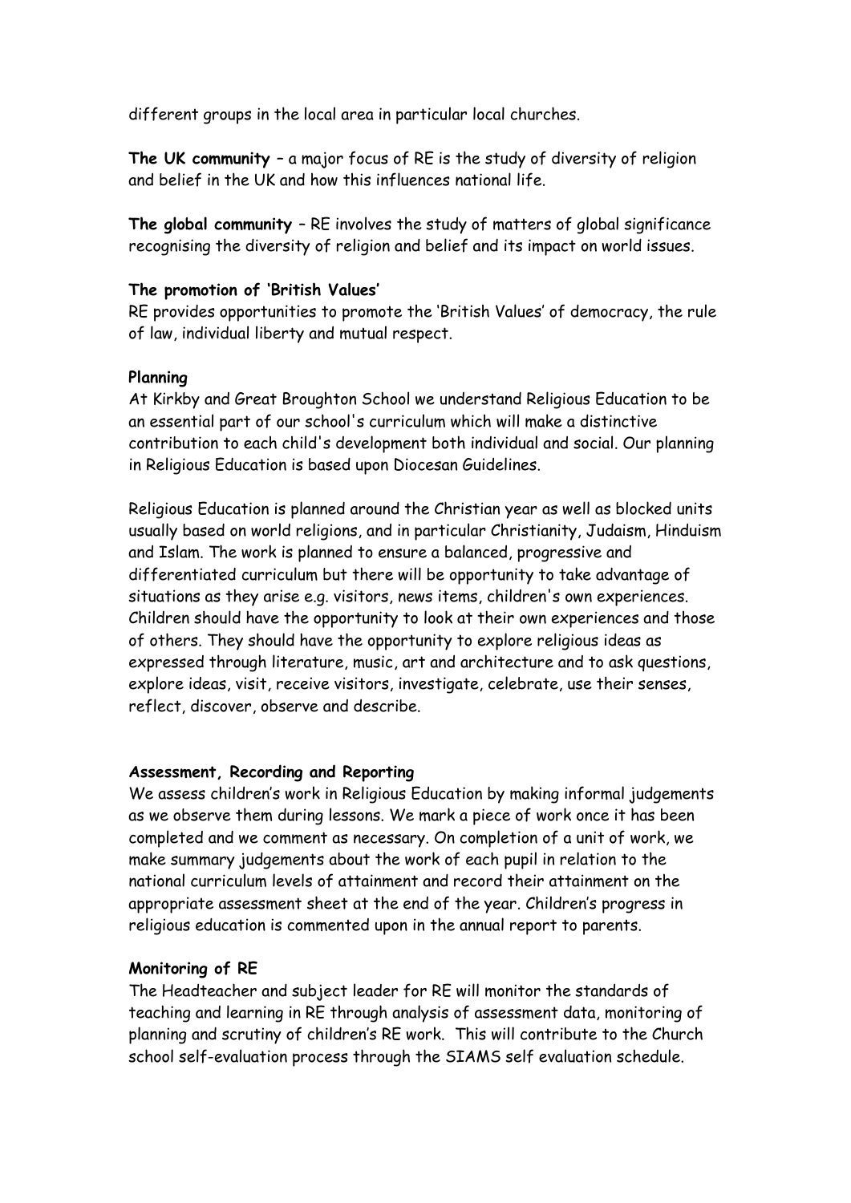different groups in the local area in particular local churches.

**The UK community** – a major focus of RE is the study of diversity of religion and belief in the UK and how this influences national life.

**The global community** – RE involves the study of matters of global significance recognising the diversity of religion and belief and its impact on world issues.

**The promotion of 'British Values'**
RE provides opportunities to promote the 'British Values' of democracy, the rule of law, individual liberty and mutual respect.

**Planning**
At Kirkby and Great Broughton School we understand Religious Education to be an essential part of our school's curriculum which will make a distinctive contribution to each child's development both individual and social. Our planning in Religious Education is based upon Diocesan Guidelines.

Religious Education is planned around the Christian year as well as blocked units usually based on world religions, and in particular Christianity, Judaism, Hinduism and Islam. The work is planned to ensure a balanced, progressive and differentiated curriculum but there will be opportunity to take advantage of situations as they arise e.g. visitors, news items, children's own experiences. Children should have the opportunity to look at their own experiences and those of others. They should have the opportunity to explore religious ideas as expressed through literature, music, art and architecture and to ask questions, explore ideas, visit, receive visitors, investigate, celebrate, use their senses, reflect, discover, observe and describe.

**Assessment, Recording and Reporting**
We assess children's work in Religious Education by making informal judgements as we observe them during lessons. We mark a piece of work once it has been completed and we comment as necessary. On completion of a unit of work, we make summary judgements about the work of each pupil in relation to the national curriculum levels of attainment and record their attainment on the appropriate assessment sheet at the end of the year. Children's progress in religious education is commented upon in the annual report to parents.

**Monitoring of RE**
The Headteacher and subject leader for RE will monitor the standards of teaching and learning in RE through analysis of assessment data, monitoring of planning and scrutiny of children's RE work. This will contribute to the Church school self-evaluation process through the SIAMS self evaluation schedule.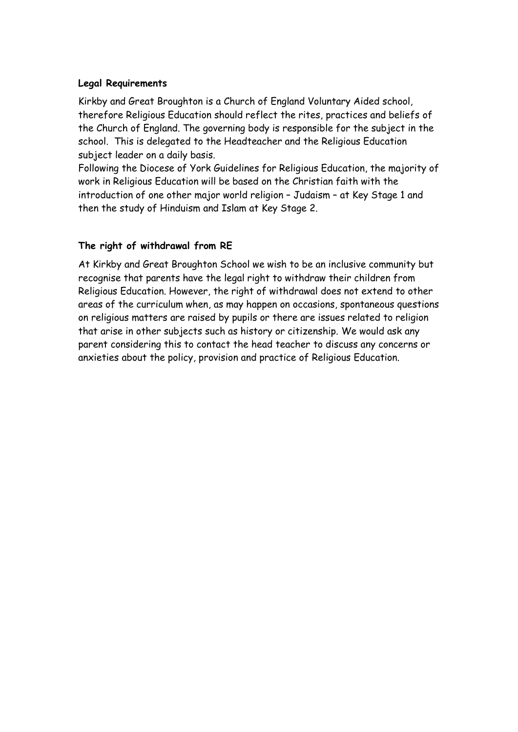**Legal Requirements**

Kirkby and Great Broughton is a Church of England Voluntary Aided school, therefore Religious Education should reflect the rites, practices and beliefs of the Church of England. The governing body is responsible for the subject in the school. This is delegated to the Headteacher and the Religious Education subject leader on a daily basis.

Following the Diocese of York Guidelines for Religious Education, the majority of work in Religious Education will be based on the Christian faith with the introduction of one other major world religion – Judaism – at Key Stage 1 and then the study of Hinduism and Islam at Key Stage 2.

**The right of withdrawal from RE**

At Kirkby and Great Broughton School we wish to be an inclusive community but recognise that parents have the legal right to withdraw their children from Religious Education. However, the right of withdrawal does not extend to other areas of the curriculum when, as may happen on occasions, spontaneous questions on religious matters are raised by pupils or there are issues related to religion that arise in other subjects such as history or citizenship. We would ask any parent considering this to contact the head teacher to discuss any concerns or anxieties about the policy, provision and practice of Religious Education.